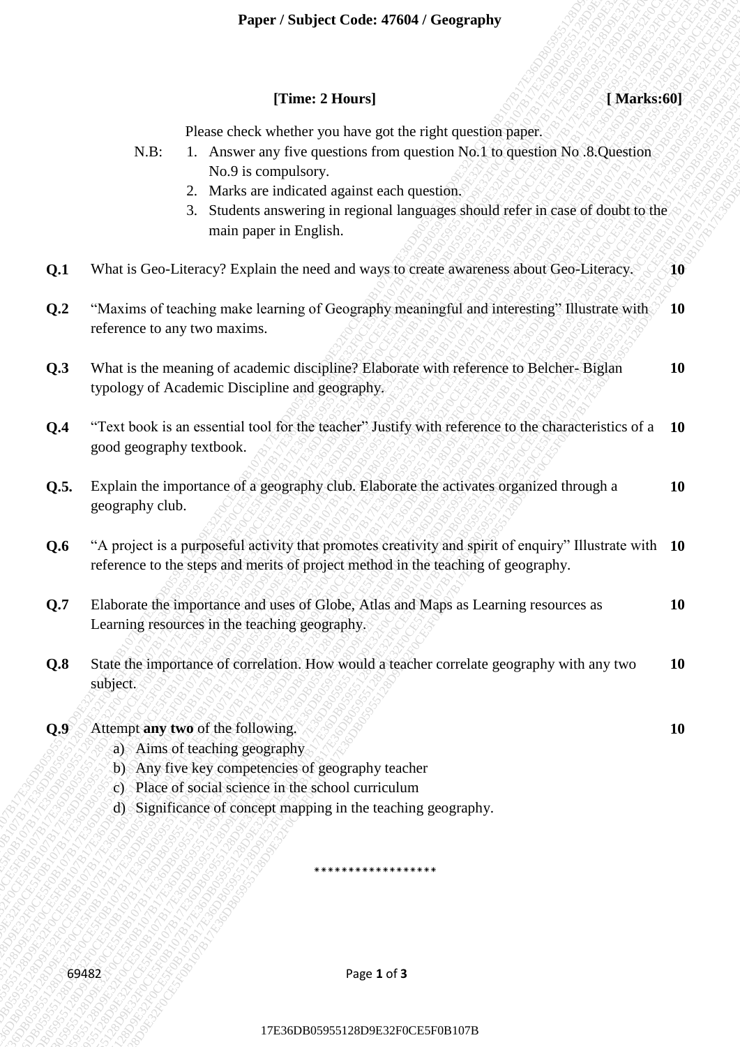**Paper / Subject Code: 47604 / Geography**

**[Time: 2 Hours]** **[ Marks:60]**

Please check whether you have got the right question paper.

N.B:
1. Answer any five questions from question No.1 to question No .8.Question No.9 is compulsory.
2. Marks are indicated against each question.
3. Students answering in regional languages should refer in case of doubt to the main paper in English.

| | | |
|---|---|---|
| **Q.1** | What is Geo-Literacy? Explain the need and ways to create awareness about Geo-Literacy. | **10** |
| **Q.2** | "Maxims of teaching make learning of Geography meaningful and interesting" Illustrate with reference to any two maxims. | **10** |
| **Q.3** | What is the meaning of academic discipline? Elaborate with reference to Belcher- Biglan typology of Academic Discipline and geography. | **10** |
| **Q.4** | "Text book is an essential tool for the teacher" Justify with reference to the characteristics of a good geography textbook. | **10** |
| **Q.5.** | Explain the importance of a geography club. Elaborate the activates organized through a geography club. | **10** |
| **Q.6** | "A project is a purposeful activity that promotes creativity and spirit of enquiry" Illustrate with reference to the steps and merits of project method in the teaching of geography. | **10** |
| **Q.7** | Elaborate the importance and uses of Globe, Atlas and Maps as Learning resources as Learning resources in the teaching geography. | **10** |
| **Q.8** | State the importance of correlation. How would a teacher correlate geography with any two subject. | **10** |
| **Q.9** | Attempt **any two** of the following. | **10** |

a) Aims of teaching geography
b) Any five key competencies of geography teacher
c) Place of social science in the school curriculum
d) Significance of concept mapping in the teaching geography.

******************

69482

17E36DB05955128D9E32F0CE5F0B107B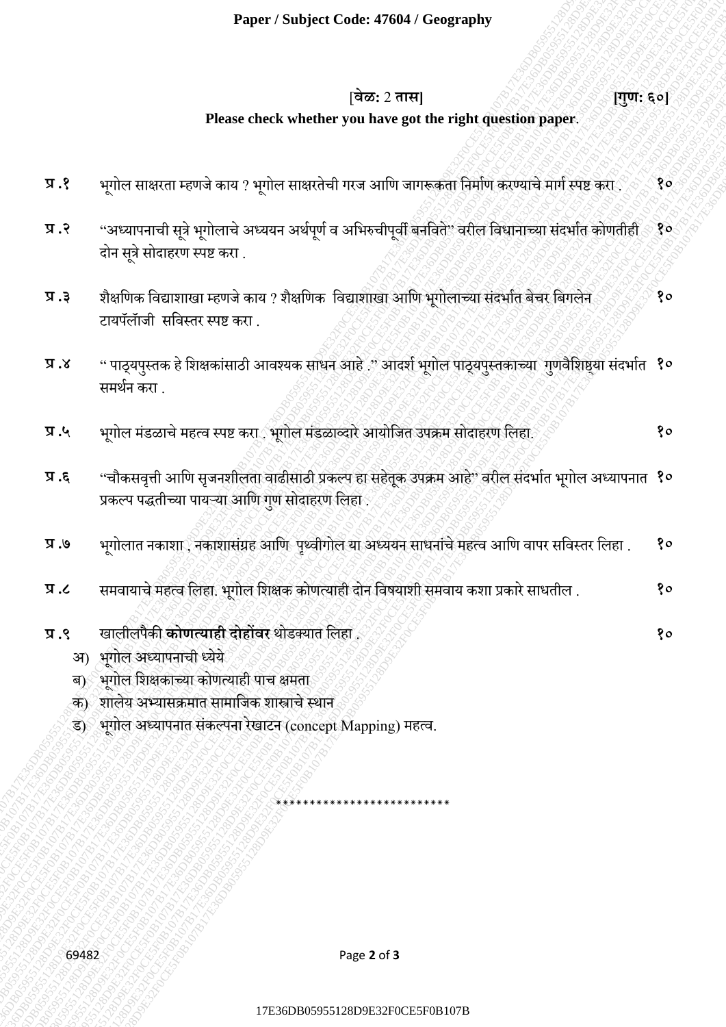**Paper / Subject Code: 47604 / Geography**

[**वेळ:** 2 **तास**] **[गुण: ६०]**

**Please check whether you have got the right question paper.**

**प्र.१** भूगोल साक्षरता म्हणजे काय ? भूगोल साक्षरतेची गरज आणि जागरूकता निर्माण करण्याचे मार्ग स्पष्ट करा . **१०**

**प्र.२** "अध्यापनाची सूत्रे भूगोलाचे अध्ययन अर्थपूर्ण व अभिरुचीपूर्वी बनविते" वरील विधानाच्या संदर्भात कोणतीही दोन सूत्रे सोदाहरण स्पष्ट करा . **१०**

**प्र.३** शैक्षणिक विद्याशाखा म्हणजे काय ? शैक्षणिक विद्याशाखा आणि भूगोलाच्या संदर्भात बेचर बिगलेन टायपॅलॉजी सविस्तर स्पष्ट करा . **१०**

**प्र.४** " पाठ्यपुस्तक हे शिक्षकांसाठी आवश्यक साधन आहे ." आदर्श भूगोल पाठ्यपुस्तकाच्या गुणवैशिष्ट्या संदर्भात समर्थन करा . **१०**

**प्र.५** भूगोल मंडळाचे महत्व स्पष्ट करा . भूगोल मंडळाव्दारे आयोजित उपक्रम सोदाहरण लिहा. **१०**

**प्र.६** "चौकसवृत्ती आणि सृजनशीलता वाढीसाठी प्रकल्प हा सहेतूक उपक्रम आहे" वरील संदर्भात भूगोल अध्यापनात प्रकल्प पद्धतीच्या पायऱ्या आणि गुण सोदाहरण लिहा . **१०**

**प्र.७** भूगोलात नकाशा , नकाशासंग्रह आणि पृथ्वीगोल या अध्ययन साधनांचे महत्व आणि वापर सविस्तर लिहा . **१०**

**प्र.८** समवायाचे महत्व लिहा. भूगोल शिक्षक कोणत्याही दोन विषयाशी समवाय कशा प्रकारे साधतील . **१०**

**प्र.९** खालीलपैकी **कोणत्याही दोहोंवर** थोडक्यात लिहा . **१०**

अ) भूगोल अध्यापनाची ध्येये

ब) भूगोल शिक्षकाच्या कोणत्याही पाच क्षमता

क) शालेय अभ्यासक्रमात सामाजिक शास्त्राचे स्थान

ड) भूगोल अध्यापनात संकल्पना रेखाटन (concept Mapping) महत्व.

\*\*\*\*\*\*\*\*\*\*\*\*\*\*\*\*\*\*\*\*\*\*\*\*\*\*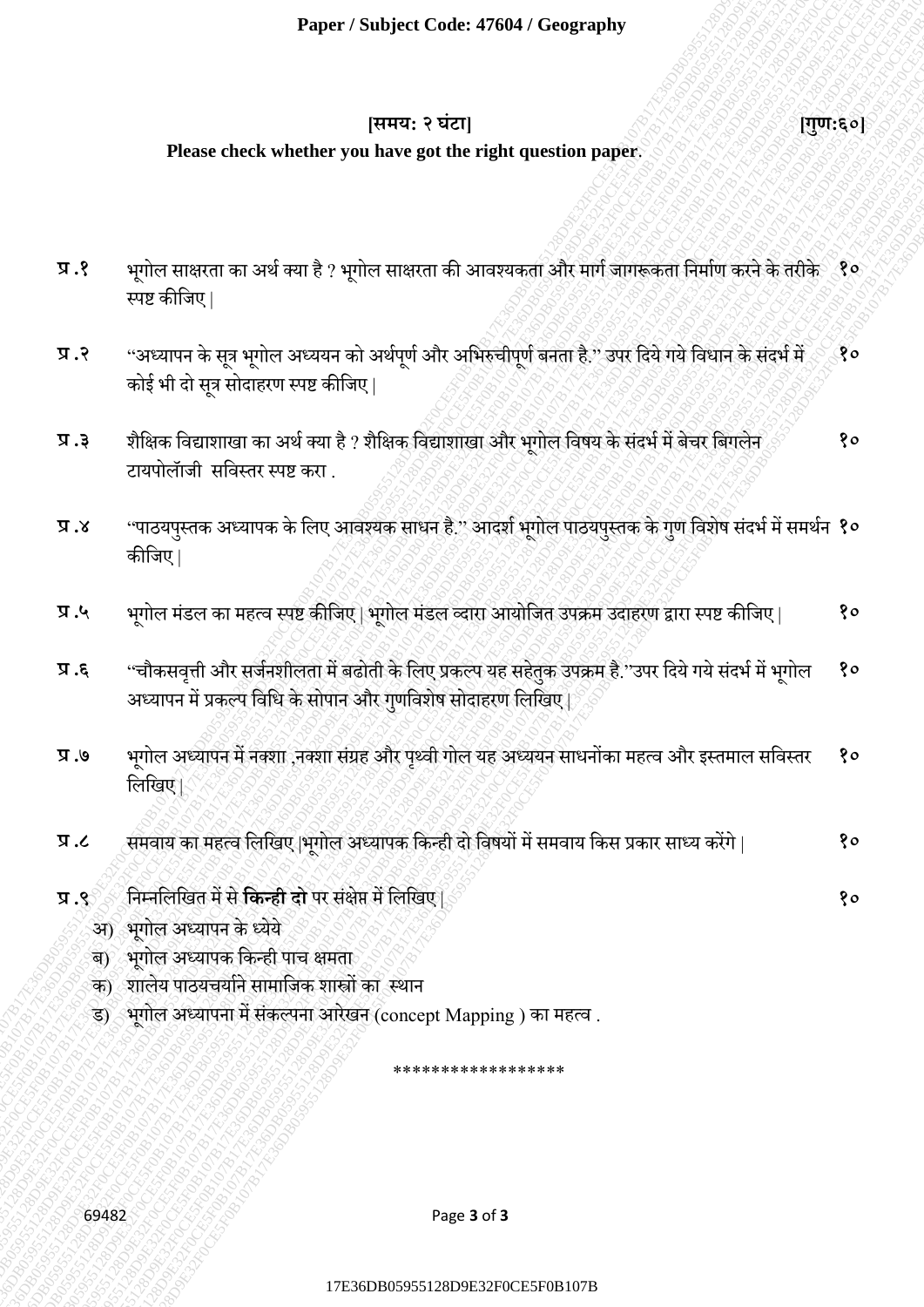**Paper / Subject Code: 47604 / Geography**

**[समय: २ घंटा]** **[गुण:६०]**

**Please check whether you have got the right question paper.**

प्र.१ भूगोल साक्षरता का अर्थ क्या है ? भूगोल साक्षरता की आवश्यकता और मार्ग जागरूकता निर्माण करने के तरीके स्पष्ट कीजिए | १०

प्र.२ "अध्यापन के सूत्र भूगोल अध्ययन को अर्थपूर्ण और अभिरुचीपूर्ण बनता है." उपर दिये गये विधान के संदर्भ में कोई भी दो सूत्र सोदाहरण स्पष्ट कीजिए | १०

प्र.३ शैक्षिक विद्याशाखा का अर्थ क्या है ? शैक्षिक विद्याशाखा और भूगोल विषय के संदर्भ में बेचर बिगलेन टायपोलॉजी सविस्तर स्पष्ट करा . १०

प्र.४ "पाठयपुस्तक अध्यापक के लिए आवश्यक साधन है." आदर्श भूगोल पाठयपुस्तक के गुण विशेष संदर्भ में समर्थन कीजिए | १०

प्र.५ भूगोल मंडल का महत्व स्पष्ट कीजिए | भूगोल मंडल व्दारा आयोजित उपक्रम उदाहरण द्वारा स्पष्ट कीजिए | १०

प्र.६ "चौकसवृत्ती और सर्जनशीलता में बढोती के लिए प्रकल्प यह सहेतुक उपक्रम है."उपर दिये गये संदर्भ में भूगोल अध्यापन में प्रकल्प विधि के सोपान और गुणविशेष सोदाहरण लिखिए | १०

प्र.७ भूगोल अध्यापन में नक्शा ,नक्शा संग्रह और पृथ्वी गोल यह अध्ययन साधनोंका महत्व और इस्तमाल सविस्तर लिखिए | १०

प्र.८ समवाय का महत्व लिखिए |भूगोल अध्यापक किन्ही दो विषयों में समवाय किस प्रकार साध्य करेंगे | १०

प्र.९ निम्नलिखित में से **किन्ही दो** पर संक्षेप्त में लिखिए | १०

अ) भूगोल अध्यापन के ध्येये

ब) भूगोल अध्यापक किन्ही पाच क्षमता

क) शालेय पाठयचर्याने सामाजिक शास्त्रों का स्थान

ड) भूगोल अध्यापना में संकल्पना आरेखन (concept Mapping ) का महत्व .

\*\*\*\*\*\*\*\*\*\*\*\*\*\*\*\*\*

69482

17E36DB05955128D9E32F0CE5F0B107B